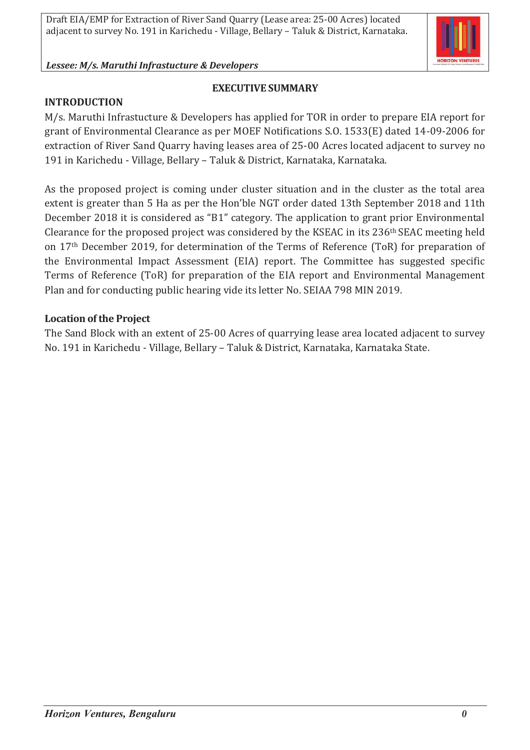## EXECUTIVE SUMMARY

### INTRODUCTION

M/s. Maruthi Infrastucture & Developers has applied for TOR in order to prepare EIA report for grant of Environmental Clearance as per MOEF Notifications S.O. 1533(E) dated 14-09-2006 for extraction of River Sand Quarry having leases area of 25-00 Acres located adjacent to survey no 191 in Karichedu - Village, Bellary – Taluk & District, Karnataka, Karnataka.

As the proposed project is coming under cluster situation and in the cluster as the total area extent is greater than 5 Ha as per the Hon'ble NGT order dated 13th September 2018 and 11th December 2018 it is considered as "B1" category. The application to grant prior Environmental Clearance for the proposed project was considered by the KSEAC in its 236th SEAC meeting held on 17th December 2019, for determination of the Terms of Reference (ToR) for preparation of the Environmental Impact Assessment (EIA) report. The Committee has suggested specific Terms of Reference (ToR) for preparation of the EIA report and Environmental Management Plan and for conducting public hearing vide its letter No. SEIAA 798 MIN 2019.

### Location of the Project

The Sand Block with an extent of 25-00 Acres of quarrying lease area located adjacent to survey No. 191 in Karichedu - Village, Bellary – Taluk & District, Karnataka, Karnataka State.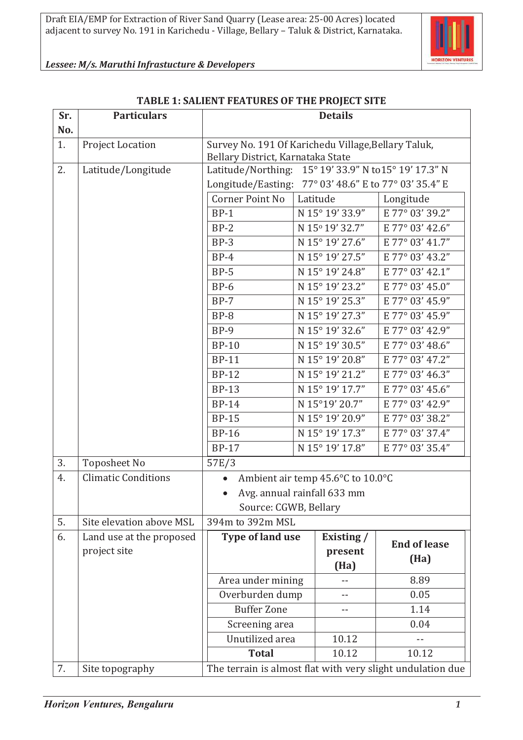**TABLE 1: SALIENT FEATURES OF THE PROJECT SITE**

| Sr. No. | Particulars | Details | | |
|---|---|---|---|---|
| 1. | Project Location | Survey No. 191 Of Karichedu Village,Bellary Taluk, Bellary District, Karnataka State | | |
| 2. | Latitude/Longitude | Latitude/Northing: 15° 19' 33.9" N to15° 19' 17.3" N<br>Longitude/Easting: 77° 03' 48.6" E to 77° 03' 35.4" E | | |
| | | Corner Point No | Latitude | Longitude |
| | | BP-1 | N 15° 19' 33.9" | E 77° 03' 39.2" |
| | | BP-2 | N 15° 19' 32.7" | E 77° 03' 42.6" |
| | | BP-3 | N 15° 19' 27.6" | E 77° 03' 41.7" |
| | | BP-4 | N 15° 19' 27.5" | E 77° 03' 43.2" |
| | | BP-5 | N 15° 19' 24.8" | E 77° 03' 42.1" |
| | | BP-6 | N 15° 19' 23.2" | E 77° 03' 45.0" |
| | | BP-7 | N 15° 19' 25.3" | E 77° 03' 45.9" |
| | | BP-8 | N 15° 19' 27.3" | E 77° 03' 45.9" |
| | | BP-9 | N 15° 19' 32.6" | E 77° 03' 42.9" |
| | | BP-10 | N 15° 19' 30.5" | E 77° 03' 48.6" |
| | | BP-11 | N 15° 19' 20.8" | E 77° 03' 47.2" |
| | | BP-12 | N 15° 19' 21.2" | E 77° 03' 46.3" |
| | | BP-13 | N 15° 19' 17.7" | E 77° 03' 45.6" |
| | | BP-14 | N 15°19' 20.7" | E 77° 03' 42.9" |
| | | BP-15 | N 15° 19' 20.9" | E 77° 03' 38.2" |
| | | BP-16 | N 15° 19' 17.3" | E 77° 03' 37.4" |
| | | BP-17 | N 15° 19' 17.8" | E 77° 03' 35.4" |
| 3. | Toposheet No | 57E/3 | | |
| 4. | Climatic Conditions | • Ambient air temp 45.6°C to 10.0°C<br>• Avg. annual rainfall 633 mm<br>Source: CGWB, Bellary | | |
| 5. | Site elevation above MSL | 394m to 392m MSL | | |
| 6. | Land use at the proposed project site | **Type of land use** | **Existing / present (Ha)** | **End of lease (Ha)** |
| | | Area under mining | -- | 8.89 |
| | | Overburden dump | -- | 0.05 |
| | | Buffer Zone | -- | 1.14 |
| | | Screening area | | 0.04 |
| | | Unutilized area | 10.12 | -- |
| | | **Total** | 10.12 | 10.12 |
| 7. | Site topography | The terrain is almost flat with very slight undulation due | | |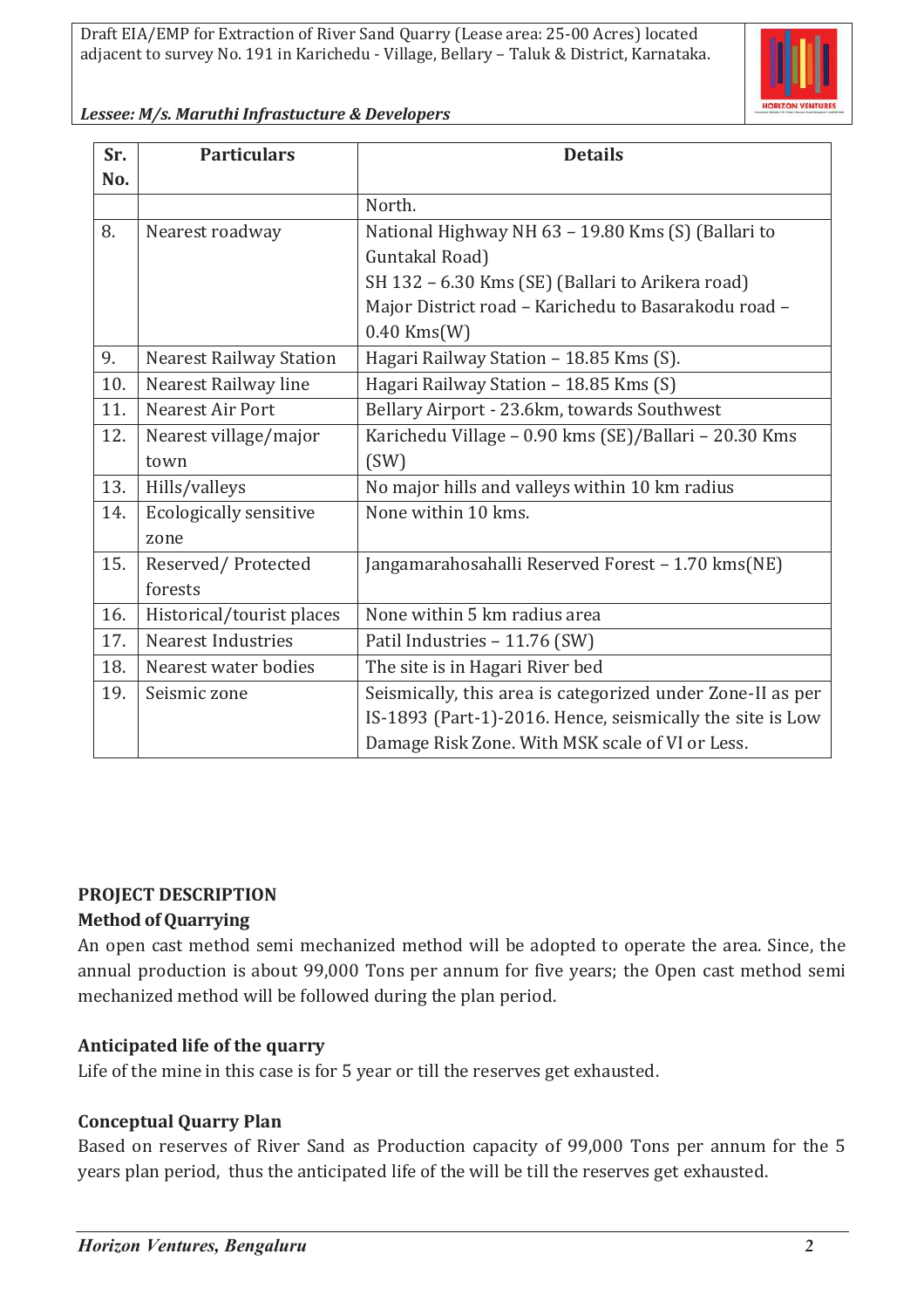| Sr. No. | Particulars | Details |
|---|---|---|
| | | North. |
| 8. | Nearest roadway | National Highway NH 63 – 19.80 Kms (S) (Ballari to Guntakal Road)<br>SH 132 – 6.30 Kms (SE) (Ballari to Arikera road)<br>Major District road – Karichedu to Basarakodu road – 0.40 Kms(W) |
| 9. | Nearest Railway Station | Hagari Railway Station – 18.85 Kms (S). |
| 10. | Nearest Railway line | Hagari Railway Station – 18.85 Kms (S) |
| 11. | Nearest Air Port | Bellary Airport - 23.6km, towards Southwest |
| 12. | Nearest village/major town | Karichedu Village – 0.90 kms (SE)/Ballari – 20.30 Kms (SW) |
| 13. | Hills/valleys | No major hills and valleys within 10 km radius |
| 14. | Ecologically sensitive zone | None within 10 kms. |
| 15. | Reserved/ Protected forests | Jangamarahosahalli Reserved Forest – 1.70 kms(NE) |
| 16. | Historical/tourist places | None within 5 km radius area |
| 17. | Nearest Industries | Patil Industries – 11.76 (SW) |
| 18. | Nearest water bodies | The site is in Hagari River bed |
| 19. | Seismic zone | Seismically, this area is categorized under Zone-II as per IS-1893 (Part-1)-2016. Hence, seismically the site is Low Damage Risk Zone. With MSK scale of VI or Less. |

## PROJECT DESCRIPTION

### Method of Quarrying

An open cast method semi mechanized method will be adopted to operate the area. Since, the annual production is about 99,000 Tons per annum for five years; the Open cast method semi mechanized method will be followed during the plan period.

### Anticipated life of the quarry

Life of the mine in this case is for 5 year or till the reserves get exhausted.

### Conceptual Quarry Plan

Based on reserves of River Sand as Production capacity of 99,000 Tons per annum for the 5 years plan period, thus the anticipated life of the will be till the reserves get exhausted.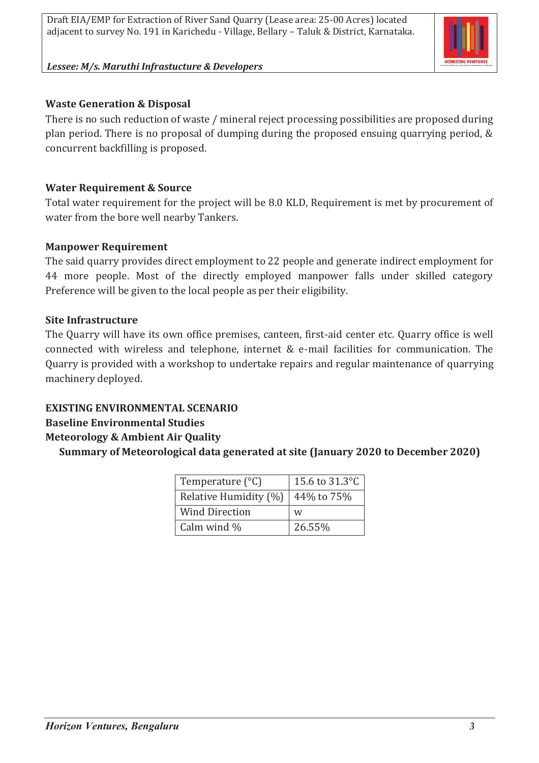### Waste Generation & Disposal

There is no such reduction of waste / mineral reject processing possibilities are proposed during plan period. There is no proposal of dumping during the proposed ensuing quarrying period, & concurrent backfilling is proposed.

### Water Requirement & Source

Total water requirement for the project will be 8.0 KLD, Requirement is met by procurement of water from the bore well nearby Tankers.

### Manpower Requirement

The said quarry provides direct employment to 22 people and generate indirect employment for 44 more people. Most of the directly employed manpower falls under skilled category Preference will be given to the local people as per their eligibility.

### Site Infrastructure

The Quarry will have its own office premises, canteen, first-aid center etc. Quarry office is well connected with wireless and telephone, internet & e-mail facilities for communication. The Quarry is provided with a workshop to undertake repairs and regular maintenance of quarrying machinery deployed.

## EXISTING ENVIRONMENTAL SCENARIO

### Baseline Environmental Studies

### Meteorology & Ambient Air Quality

**Summary of Meteorological data generated at site (January 2020 to December 2020)**

| Parameter | Value |
|---|---|
| Temperature (°C) | 15.6 to 31.3°C |
| Relative Humidity (%) | 44% to 75% |
| Wind Direction | w |
| Calm wind % | 26.55% |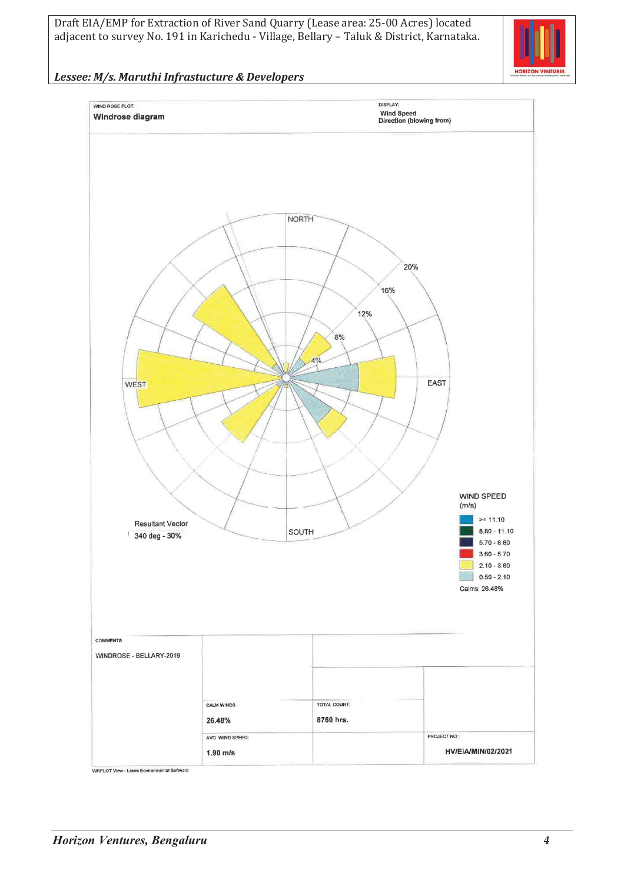WIND ROSE PLOT:

**Windrose diagram**

DISPLAY:

**Wind Speed**
**Direction (blowing from)**

NORTH

WEST

EAST

SOUTH

4%

8%

12%

16%

20%

Resultant Vector

340 deg - 30%

WIND SPEED (m/s)

- >= 11.10
- 8.80 - 11.10
- 5.70 - 8.80
- 3.60 - 5.70
- 2.10 - 3.60
- 0.50 - 2.10

Calms: 26.48%

| COMMENTS: | | | |
|---|---|---|---|
| WINDROSE - BELLARY-2019 | | | |
| | CALM WINDS: 26.48% | TOTAL COUNT: 8760 hrs. | |
| | AVG. WIND SPEED: 1.90 m/s | | PROJECT NO.: HV/EIA/MIN/02/2021 |

WRPLOT View - Lakes Environmental Software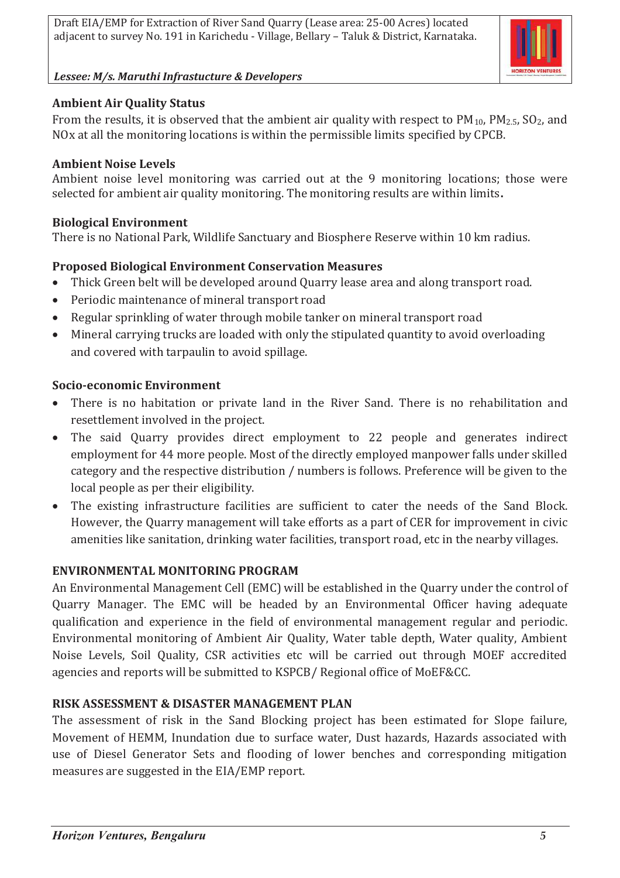### Ambient Air Quality Status

From the results, it is observed that the ambient air quality with respect to $PM_{10}$, $PM_{2.5}$, $SO_2$, and NOx at all the monitoring locations is within the permissible limits specified by CPCB.

### Ambient Noise Levels

Ambient noise level monitoring was carried out at the 9 monitoring locations; those were selected for ambient air quality monitoring. The monitoring results are within limits**.**

### Biological Environment

There is no National Park, Wildlife Sanctuary and Biosphere Reserve within 10 km radius.

### Proposed Biological Environment Conservation Measures

- Thick Green belt will be developed around Quarry lease area and along transport road.
- Periodic maintenance of mineral transport road
- Regular sprinkling of water through mobile tanker on mineral transport road
- Mineral carrying trucks are loaded with only the stipulated quantity to avoid overloading and covered with tarpaulin to avoid spillage.

### Socio-economic Environment

- There is no habitation or private land in the River Sand. There is no rehabilitation and resettlement involved in the project.
- The said Quarry provides direct employment to 22 people and generates indirect employment for 44 more people. Most of the directly employed manpower falls under skilled category and the respective distribution / numbers is follows. Preference will be given to the local people as per their eligibility.
- The existing infrastructure facilities are sufficient to cater the needs of the Sand Block. However, the Quarry management will take efforts as a part of CER for improvement in civic amenities like sanitation, drinking water facilities, transport road, etc in the nearby villages.

### ENVIRONMENTAL MONITORING PROGRAM

An Environmental Management Cell (EMC) will be established in the Quarry under the control of Quarry Manager. The EMC will be headed by an Environmental Officer having adequate qualification and experience in the field of environmental management regular and periodic. Environmental monitoring of Ambient Air Quality, Water table depth, Water quality, Ambient Noise Levels, Soil Quality, CSR activities etc will be carried out through MOEF accredited agencies and reports will be submitted to KSPCB/ Regional office of MoEF&CC.

### RISK ASSESSMENT & DISASTER MANAGEMENT PLAN

The assessment of risk in the Sand Blocking project has been estimated for Slope failure, Movement of HEMM, Inundation due to surface water, Dust hazards, Hazards associated with use of Diesel Generator Sets and flooding of lower benches and corresponding mitigation measures are suggested in the EIA/EMP report.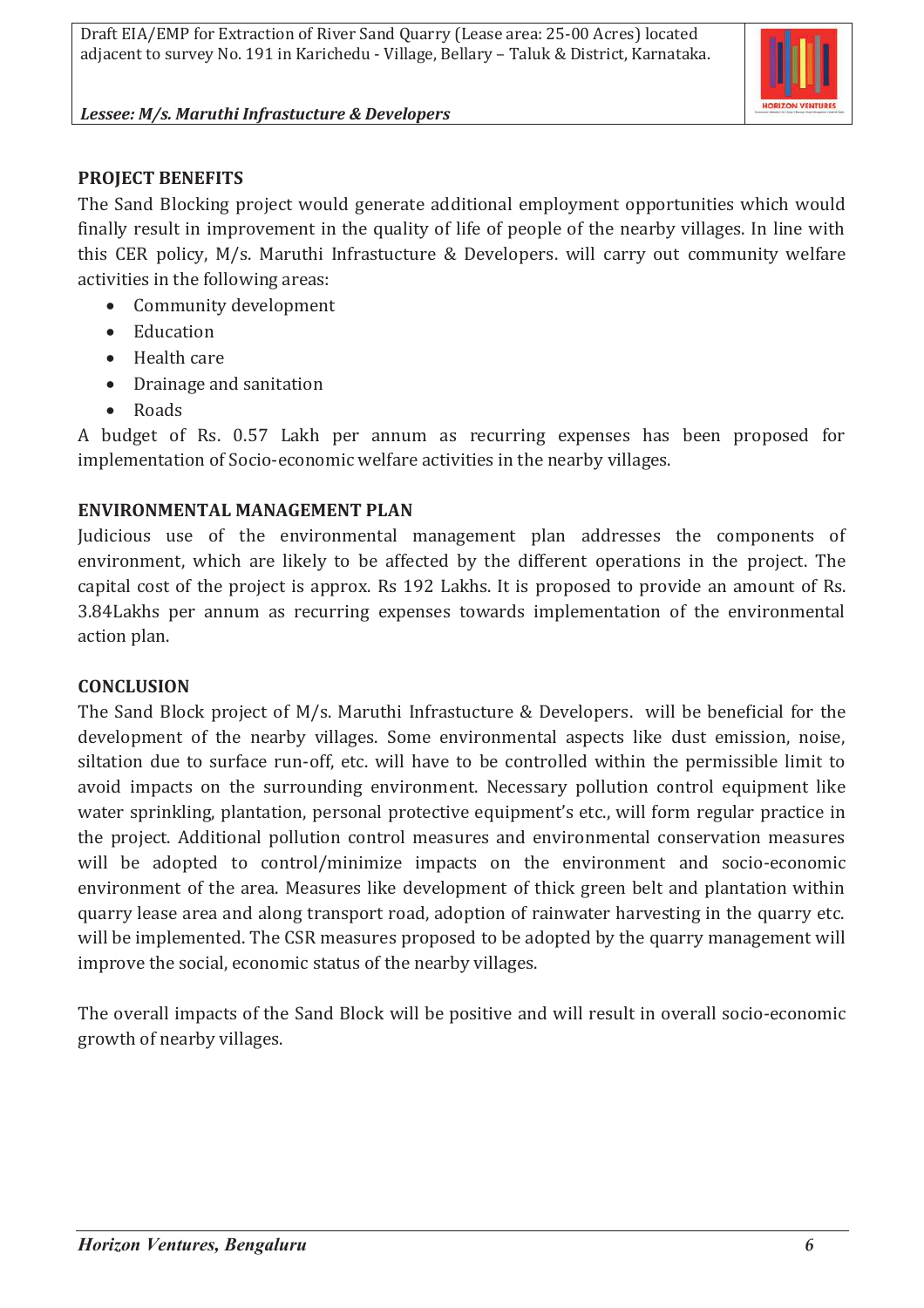## PROJECT BENEFITS

The Sand Blocking project would generate additional employment opportunities which would finally result in improvement in the quality of life of people of the nearby villages. In line with this CER policy, M/s. Maruthi Infrastucture & Developers. will carry out community welfare activities in the following areas:

- Community development
- Education
- Health care
- Drainage and sanitation
- Roads

A budget of Rs. 0.57 Lakh per annum as recurring expenses has been proposed for implementation of Socio-economic welfare activities in the nearby villages.

## ENVIRONMENTAL MANAGEMENT PLAN

Judicious use of the environmental management plan addresses the components of environment, which are likely to be affected by the different operations in the project. The capital cost of the project is approx. Rs 192 Lakhs. It is proposed to provide an amount of Rs. 3.84Lakhs per annum as recurring expenses towards implementation of the environmental action plan.

## CONCLUSION

The Sand Block project of M/s. Maruthi Infrastucture & Developers. will be beneficial for the development of the nearby villages. Some environmental aspects like dust emission, noise, siltation due to surface run-off, etc. will have to be controlled within the permissible limit to avoid impacts on the surrounding environment. Necessary pollution control equipment like water sprinkling, plantation, personal protective equipment's etc., will form regular practice in the project. Additional pollution control measures and environmental conservation measures will be adopted to control/minimize impacts on the environment and socio-economic environment of the area. Measures like development of thick green belt and plantation within quarry lease area and along transport road, adoption of rainwater harvesting in the quarry etc. will be implemented. The CSR measures proposed to be adopted by the quarry management will improve the social, economic status of the nearby villages.

The overall impacts of the Sand Block will be positive and will result in overall socio-economic growth of nearby villages.